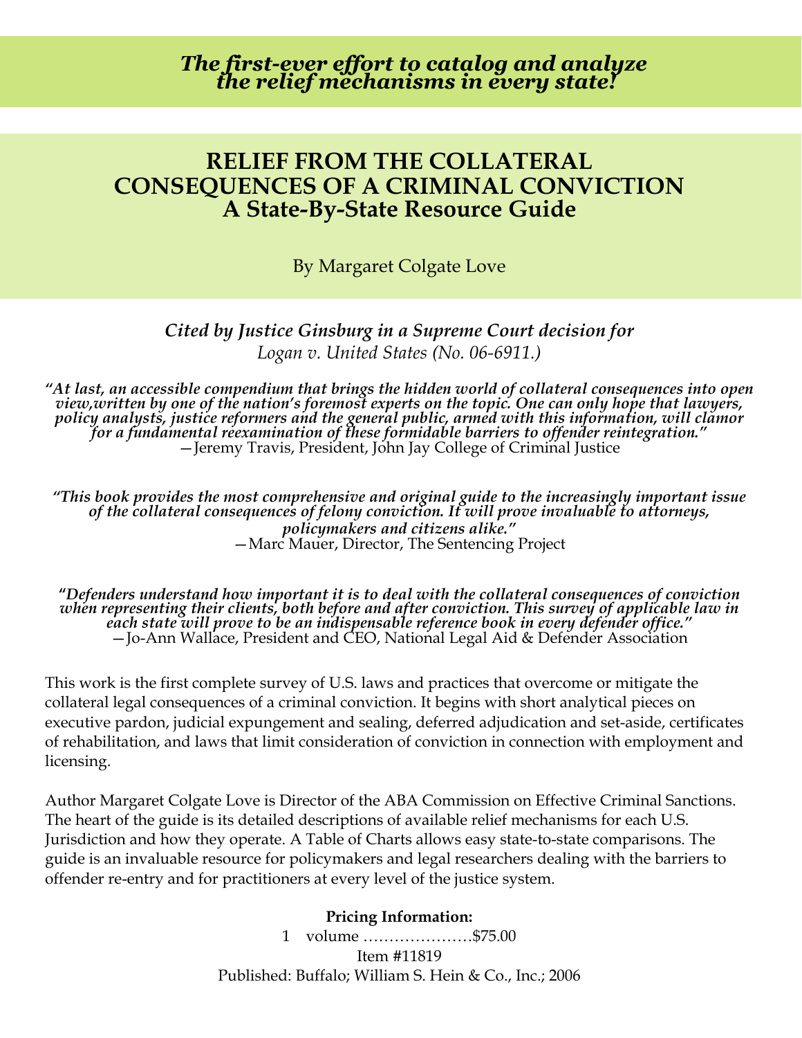*The first-ever effort to catalog and analyze the relief mechanisms in every state!*

# RELIEF FROM THE COLLATERAL CONSEQUENCES OF A CRIMINAL CONVICTION
## A State-By-State Resource Guide

By Margaret Colgate Love

***Cited by Justice Ginsburg in a Supreme Court decision for***
*Logan v. United States (No. 06-6911.)*

***"At last, an accessible compendium that brings the hidden world of collateral consequences into open view,written by one of the nation's foremost experts on the topic. One can only hope that lawyers, policy analysts, justice reformers and the general public, armed with this information, will clamor for a fundamental reexamination of these formidable barriers to offender reintegration."***
—Jeremy Travis, President, John Jay College of Criminal Justice

***"This book provides the most comprehensive and original guide to the increasingly important issue of the collateral consequences of felony conviction. It will prove invaluable to attorneys, policymakers and citizens alike."***
—Marc Mauer, Director, The Sentencing Project

***"Defenders understand how important it is to deal with the collateral consequences of conviction when representing their clients, both before and after conviction. This survey of applicable law in each state will prove to be an indispensable reference book in every defender office."***
—Jo-Ann Wallace, President and CEO, National Legal Aid & Defender Association

This work is the first complete survey of U.S. laws and practices that overcome or mitigate the collateral legal consequences of a criminal conviction. It begins with short analytical pieces on executive pardon, judicial expungement and sealing, deferred adjudication and set-aside, certificates of rehabilitation, and laws that limit consideration of conviction in connection with employment and licensing.

Author Margaret Colgate Love is Director of the ABA Commission on Effective Criminal Sanctions. The heart of the guide is its detailed descriptions of available relief mechanisms for each U.S. Jurisdiction and how they operate. A Table of Charts allows easy state-to-state comparisons. The guide is an invaluable resource for policymakers and legal researchers dealing with the barriers to offender re-entry and for practitioners at every level of the justice system.

**Pricing Information:**
1 volume …………………$75.00
Item #11819
Published: Buffalo; William S. Hein & Co., Inc.; 2006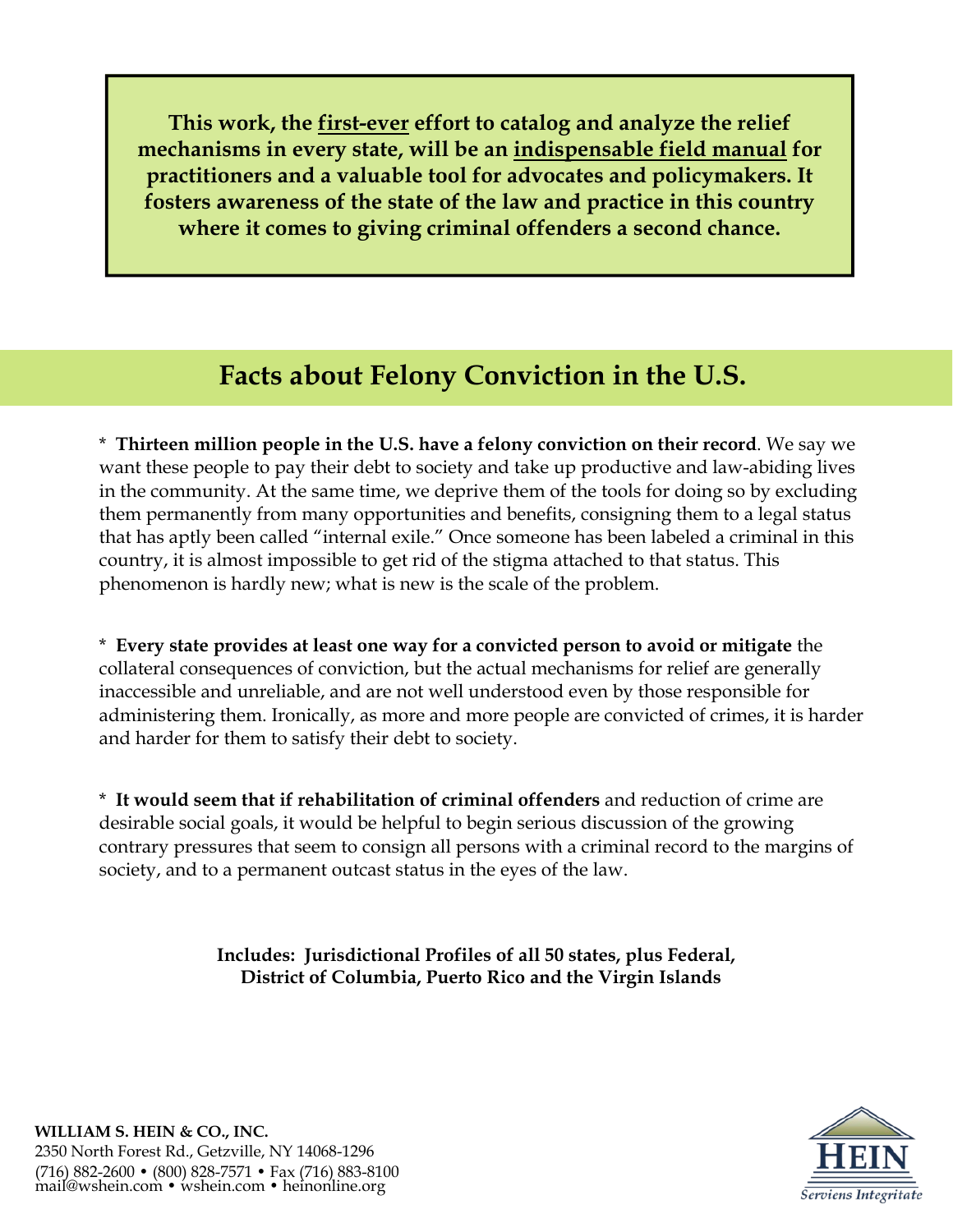**This work, the <u>first-ever</u> effort to catalog and analyze the relief mechanisms in every state, will be an <u>indispensable field manual</u> for practitioners and a valuable tool for advocates and policymakers. It fosters awareness of the state of the law and practice in this country where it comes to giving criminal offenders a second chance.**

## Facts about Felony Conviction in the U.S.

* **Thirteen million people in the U.S. have a felony conviction on their record**. We say we want these people to pay their debt to society and take up productive and law-abiding lives in the community. At the same time, we deprive them of the tools for doing so by excluding them permanently from many opportunities and benefits, consigning them to a legal status that has aptly been called "internal exile." Once someone has been labeled a criminal in this country, it is almost impossible to get rid of the stigma attached to that status. This phenomenon is hardly new; what is new is the scale of the problem.

* **Every state provides at least one way for a convicted person to avoid or mitigate** the collateral consequences of conviction, but the actual mechanisms for relief are generally inaccessible and unreliable, and are not well understood even by those responsible for administering them. Ironically, as more and more people are convicted of crimes, it is harder and harder for them to satisfy their debt to society.

* **It would seem that if rehabilitation of criminal offenders** and reduction of crime are desirable social goals, it would be helpful to begin serious discussion of the growing contrary pressures that seem to consign all persons with a criminal record to the margins of society, and to a permanent outcast status in the eyes of the law.

**Includes: Jurisdictional Profiles of all 50 states, plus Federal, District of Columbia, Puerto Rico and the Virgin Islands**

**WILLIAM S. HEIN & CO., INC.**
2350 North Forest Rd., Getzville, NY 14068-1296
(716) 882-2600 • (800) 828-7571 • Fax (716) 883-8100
mail@wshein.com • wshein.com • heinonline.org

HEIN
*Serviens Integritate*